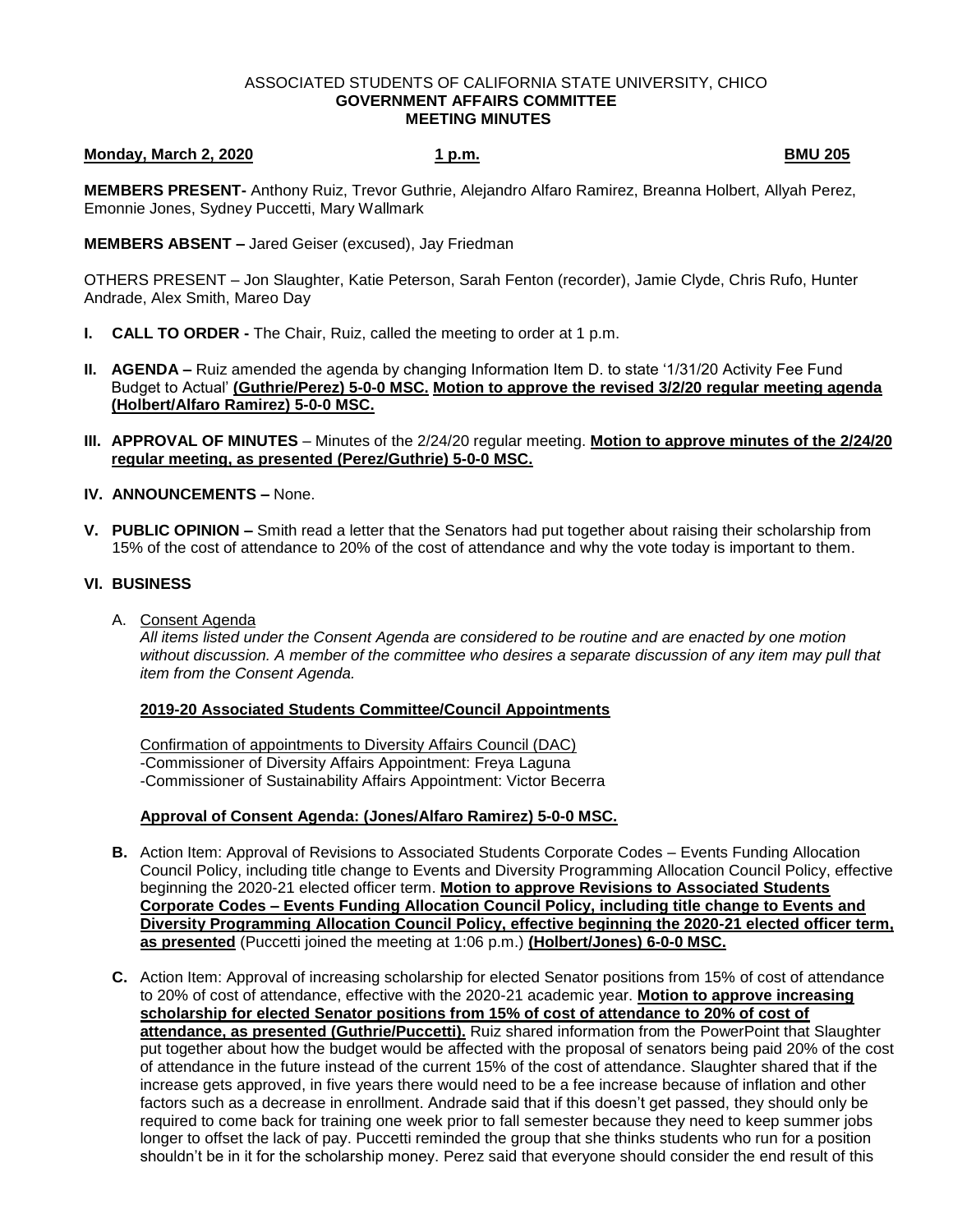ASSOCIATED STUDENTS OF CALIFORNIA STATE UNIVERSITY, CHICO
**GOVERNMENT AFFAIRS COMMITTEE**
**MEETING MINUTES**

**Monday, March 2, 2020** **1 p.m.** **BMU 205**

**MEMBERS PRESENT-** Anthony Ruiz, Trevor Guthrie, Alejandro Alfaro Ramirez, Breanna Holbert, Allyah Perez, Emonnie Jones, Sydney Puccetti, Mary Wallmark

**MEMBERS ABSENT –** Jared Geiser (excused), Jay Friedman

OTHERS PRESENT – Jon Slaughter, Katie Peterson, Sarah Fenton (recorder), Jamie Clyde, Chris Rufo, Hunter Andrade, Alex Smith, Mareo Day

**I. CALL TO ORDER -** The Chair, Ruiz, called the meeting to order at 1 p.m.

**II. AGENDA –** Ruiz amended the agenda by changing Information Item D. to state '1/31/20 Activity Fee Fund Budget to Actual' **(Guthrie/Perez) 5-0-0 MSC. Motion to approve the revised 3/2/20 regular meeting agenda (Holbert/Alfaro Ramirez) 5-0-0 MSC.**

**III. APPROVAL OF MINUTES** – Minutes of the 2/24/20 regular meeting. **Motion to approve minutes of the 2/24/20 regular meeting, as presented (Perez/Guthrie) 5-0-0 MSC.**

**IV. ANNOUNCEMENTS –** None.

**V. PUBLIC OPINION –** Smith read a letter that the Senators had put together about raising their scholarship from 15% of the cost of attendance to 20% of the cost of attendance and why the vote today is important to them.

**VI. BUSINESS**

A. Consent Agenda

*All items listed under the Consent Agenda are considered to be routine and are enacted by one motion without discussion. A member of the committee who desires a separate discussion of any item may pull that item from the Consent Agenda.*

**2019-20 Associated Students Committee/Council Appointments**

Confirmation of appointments to Diversity Affairs Council (DAC)
-Commissioner of Diversity Affairs Appointment: Freya Laguna
-Commissioner of Sustainability Affairs Appointment: Victor Becerra

**Approval of Consent Agenda: (Jones/Alfaro Ramirez) 5-0-0 MSC.**

**B.** Action Item: Approval of Revisions to Associated Students Corporate Codes – Events Funding Allocation Council Policy, including title change to Events and Diversity Programming Allocation Council Policy, effective beginning the 2020-21 elected officer term. **Motion to approve Revisions to Associated Students Corporate Codes – Events Funding Allocation Council Policy, including title change to Events and Diversity Programming Allocation Council Policy, effective beginning the 2020-21 elected officer term, as presented** (Puccetti joined the meeting at 1:06 p.m.) **(Holbert/Jones) 6-0-0 MSC.**

**C.** Action Item: Approval of increasing scholarship for elected Senator positions from 15% of cost of attendance to 20% of cost of attendance, effective with the 2020-21 academic year. **Motion to approve increasing scholarship for elected Senator positions from 15% of cost of attendance to 20% of cost of attendance, as presented (Guthrie/Puccetti).** Ruiz shared information from the PowerPoint that Slaughter put together about how the budget would be affected with the proposal of senators being paid 20% of the cost of attendance in the future instead of the current 15% of the cost of attendance. Slaughter shared that if the increase gets approved, in five years there would need to be a fee increase because of inflation and other factors such as a decrease in enrollment. Andrade said that if this doesn't get passed, they should only be required to come back for training one week prior to fall semester because they need to keep summer jobs longer to offset the lack of pay. Puccetti reminded the group that she thinks students who run for a position shouldn't be in it for the scholarship money. Perez said that everyone should consider the end result of this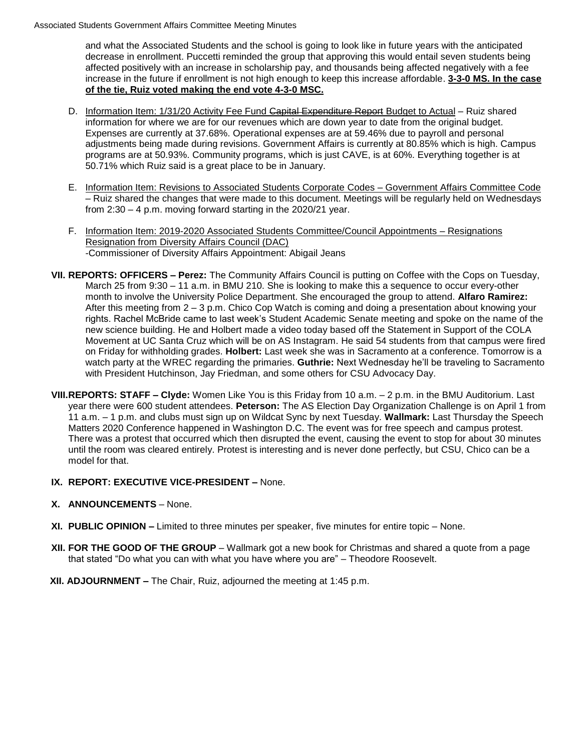and what the Associated Students and the school is going to look like in future years with the anticipated decrease in enrollment. Puccetti reminded the group that approving this would entail seven students being affected positively with an increase in scholarship pay, and thousands being affected negatively with a fee increase in the future if enrollment is not high enough to keep this increase affordable. **3-3-0 MS. In the case of the tie, Ruiz voted making the end vote 4-3-0 MSC.**

D. Information Item: 1/31/20 Activity Fee Fund ~~Capital Expenditure Report~~ Budget to Actual – Ruiz shared information for where we are for our revenues which are down year to date from the original budget. Expenses are currently at 37.68%. Operational expenses are at 59.46% due to payroll and personal adjustments being made during revisions. Government Affairs is currently at 80.85% which is high. Campus programs are at 50.93%. Community programs, which is just CAVE, is at 60%. Everything together is at 50.71% which Ruiz said is a great place to be in January.

E. Information Item: Revisions to Associated Students Corporate Codes – Government Affairs Committee Code – Ruiz shared the changes that were made to this document. Meetings will be regularly held on Wednesdays from 2:30 – 4 p.m. moving forward starting in the 2020/21 year.

F. Information Item: 2019-2020 Associated Students Committee/Council Appointments – Resignations Resignation from Diversity Affairs Council (DAC)
-Commissioner of Diversity Affairs Appointment: Abigail Jeans

**VII. REPORTS: OFFICERS – Perez:** The Community Affairs Council is putting on Coffee with the Cops on Tuesday, March 25 from 9:30 – 11 a.m. in BMU 210. She is looking to make this a sequence to occur every-other month to involve the University Police Department. She encouraged the group to attend. **Alfaro Ramirez:** After this meeting from 2 – 3 p.m. Chico Cop Watch is coming and doing a presentation about knowing your rights. Rachel McBride came to last week's Student Academic Senate meeting and spoke on the name of the new science building. He and Holbert made a video today based off the Statement in Support of the COLA Movement at UC Santa Cruz which will be on AS Instagram. He said 54 students from that campus were fired on Friday for withholding grades. **Holbert:** Last week she was in Sacramento at a conference. Tomorrow is a watch party at the WREC regarding the primaries. **Guthrie:** Next Wednesday he'll be traveling to Sacramento with President Hutchinson, Jay Friedman, and some others for CSU Advocacy Day.

**VIII. REPORTS: STAFF – Clyde:** Women Like You is this Friday from 10 a.m. – 2 p.m. in the BMU Auditorium. Last year there were 600 student attendees. **Peterson:** The AS Election Day Organization Challenge is on April 1 from 11 a.m. – 1 p.m. and clubs must sign up on Wildcat Sync by next Tuesday. **Wallmark:** Last Thursday the Speech Matters 2020 Conference happened in Washington D.C. The event was for free speech and campus protest. There was a protest that occurred which then disrupted the event, causing the event to stop for about 30 minutes until the room was cleared entirely. Protest is interesting and is never done perfectly, but CSU, Chico can be a model for that.

**IX. REPORT: EXECUTIVE VICE-PRESIDENT –** None.

**X. ANNOUNCEMENTS** – None.

**XI. PUBLIC OPINION –** Limited to three minutes per speaker, five minutes for entire topic – None.

**XII. FOR THE GOOD OF THE GROUP** – Wallmark got a new book for Christmas and shared a quote from a page that stated "Do what you can with what you have where you are" – Theodore Roosevelt.

**XII. ADJOURNMENT –** The Chair, Ruiz, adjourned the meeting at 1:45 p.m.